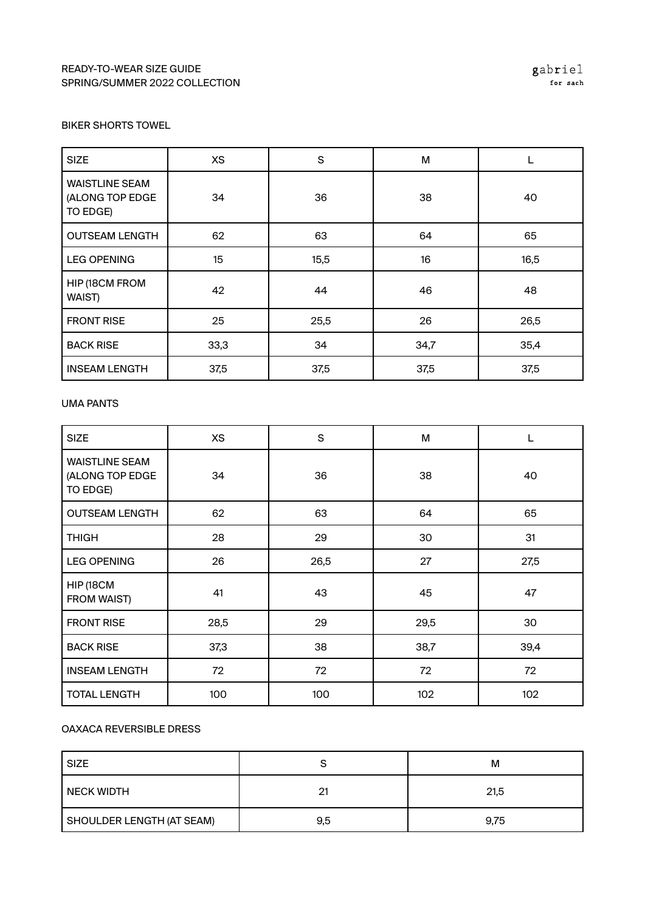READY-TO-WEAR SIZE GUIDE
SPRING/SUMMER 2022 COLLECTION

gabriel
for sach

BIKER SHORTS TOWEL

| SIZE | XS | S | M | L |
|---|---|---|---|---|
| WAISTLINE SEAM (ALONG TOP EDGE TO EDGE) | 34 | 36 | 38 | 40 |
| OUTSEAM LENGTH | 62 | 63 | 64 | 65 |
| LEG OPENING | 15 | 15,5 | 16 | 16,5 |
| HIP (18CM FROM WAIST) | 42 | 44 | 46 | 48 |
| FRONT RISE | 25 | 25,5 | 26 | 26,5 |
| BACK RISE | 33,3 | 34 | 34,7 | 35,4 |
| INSEAM LENGTH | 37,5 | 37,5 | 37,5 | 37,5 |

UMA PANTS

| SIZE | XS | S | M | L |
|---|---|---|---|---|
| WAISTLINE SEAM (ALONG TOP EDGE TO EDGE) | 34 | 36 | 38 | 40 |
| OUTSEAM LENGTH | 62 | 63 | 64 | 65 |
| THIGH | 28 | 29 | 30 | 31 |
| LEG OPENING | 26 | 26,5 | 27 | 27,5 |
| HIP (18CM FROM WAIST) | 41 | 43 | 45 | 47 |
| FRONT RISE | 28,5 | 29 | 29,5 | 30 |
| BACK RISE | 37,3 | 38 | 38,7 | 39,4 |
| INSEAM LENGTH | 72 | 72 | 72 | 72 |
| TOTAL LENGTH | 100 | 100 | 102 | 102 |

OAXACA REVERSIBLE DRESS

| SIZE | S | M |
|---|---|---|
| NECK WIDTH | 21 | 21,5 |
| SHOULDER LENGTH (AT SEAM) | 9,5 | 9,75 |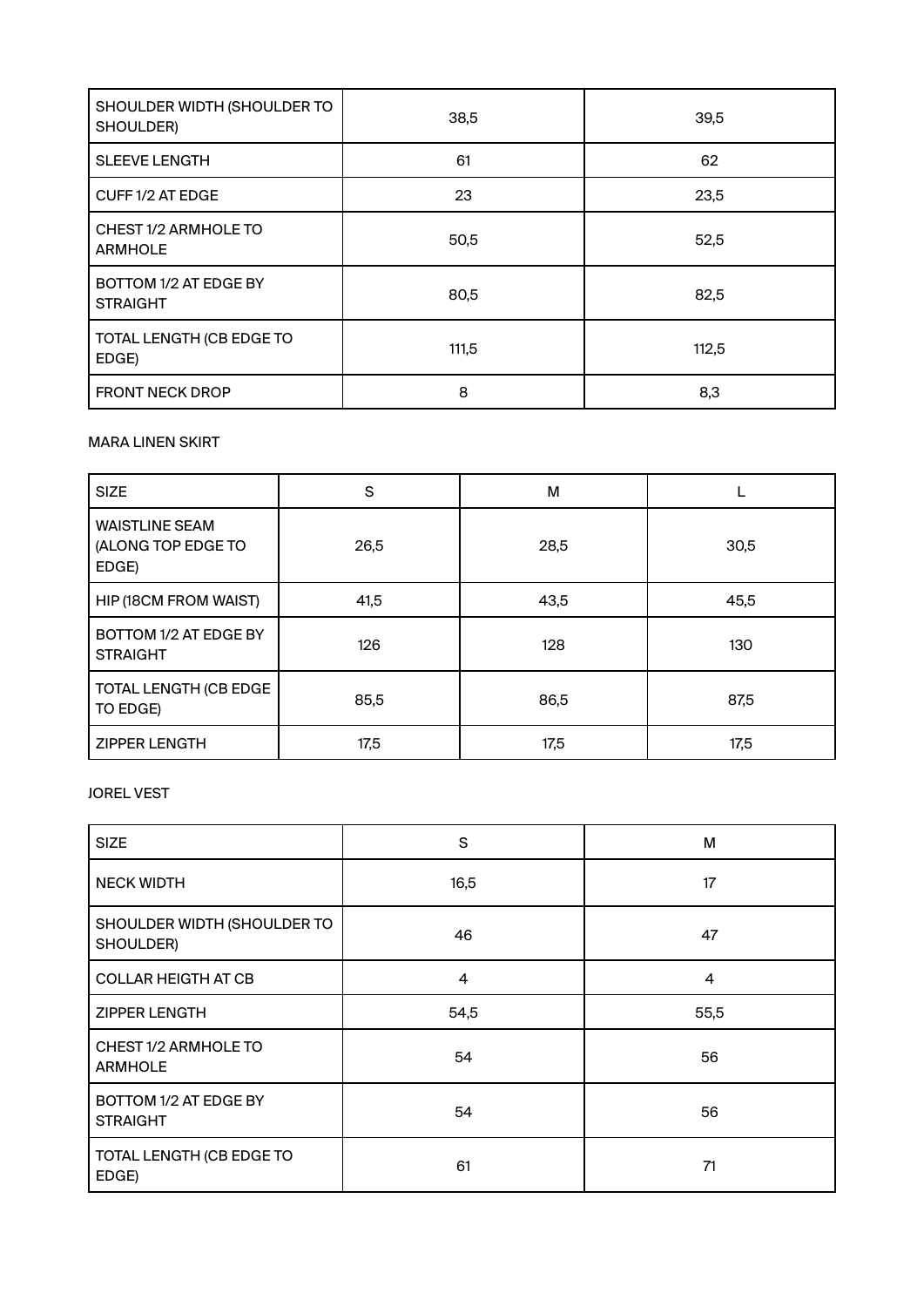| | | |
|---|---|---|
| SHOULDER WIDTH (SHOULDER TO SHOULDER) | 38,5 | 39,5 |
| SLEEVE LENGTH | 61 | 62 |
| CUFF 1/2 AT EDGE | 23 | 23,5 |
| CHEST 1/2 ARMHOLE TO ARMHOLE | 50,5 | 52,5 |
| BOTTOM 1/2 AT EDGE BY STRAIGHT | 80,5 | 82,5 |
| TOTAL LENGTH (CB EDGE TO EDGE) | 111,5 | 112,5 |
| FRONT NECK DROP | 8 | 8,3 |

MARA LINEN SKIRT

| SIZE | S | M | L |
|---|---|---|---|
| WAISTLINE SEAM (ALONG TOP EDGE TO EDGE) | 26,5 | 28,5 | 30,5 |
| HIP (18CM FROM WAIST) | 41,5 | 43,5 | 45,5 |
| BOTTOM 1/2 AT EDGE BY STRAIGHT | 126 | 128 | 130 |
| TOTAL LENGTH (CB EDGE TO EDGE) | 85,5 | 86,5 | 87,5 |
| ZIPPER LENGTH | 17,5 | 17,5 | 17,5 |

JOREL VEST

| SIZE | S | M |
|---|---|---|
| NECK WIDTH | 16,5 | 17 |
| SHOULDER WIDTH (SHOULDER TO SHOULDER) | 46 | 47 |
| COLLAR HEIGTH AT CB | 4 | 4 |
| ZIPPER LENGTH | 54,5 | 55,5 |
| CHEST 1/2 ARMHOLE TO ARMHOLE | 54 | 56 |
| BOTTOM 1/2 AT EDGE BY STRAIGHT | 54 | 56 |
| TOTAL LENGTH (CB EDGE TO EDGE) | 61 | 71 |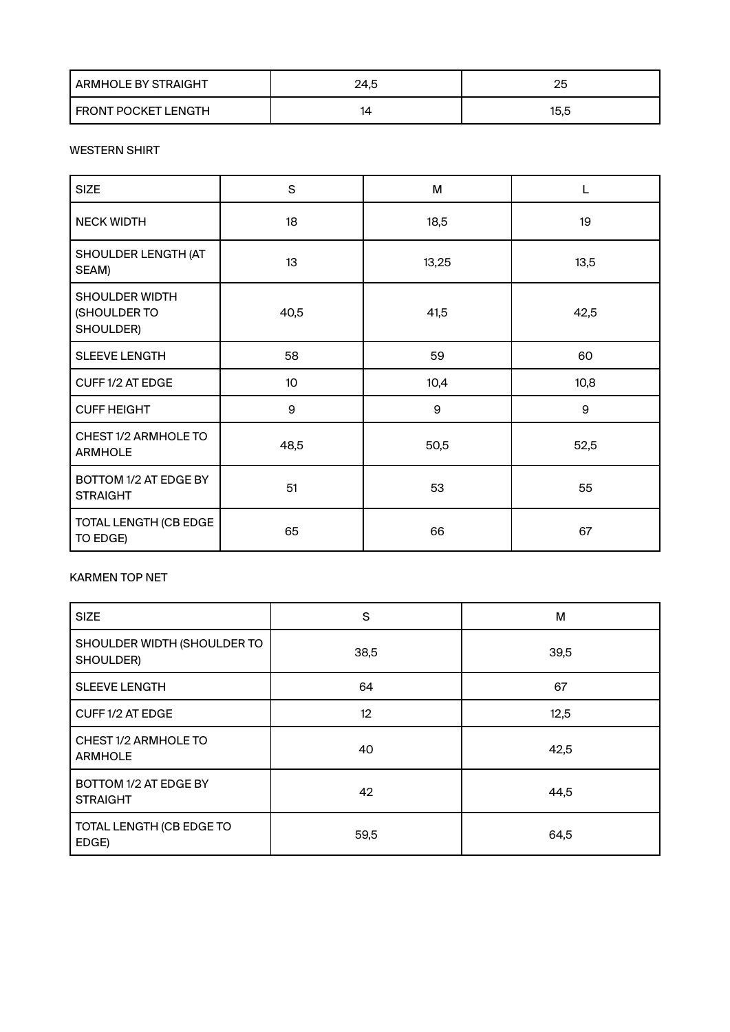| ARMHOLE BY STRAIGHT | 24,5 | 25 |
|---|---|---|
| FRONT POCKET LENGTH | 14 | 15,5 |

WESTERN SHIRT

| SIZE | S | M | L |
|---|---|---|---|
| NECK WIDTH | 18 | 18,5 | 19 |
| SHOULDER LENGTH (AT SEAM) | 13 | 13,25 | 13,5 |
| SHOULDER WIDTH (SHOULDER TO SHOULDER) | 40,5 | 41,5 | 42,5 |
| SLEEVE LENGTH | 58 | 59 | 60 |
| CUFF 1/2 AT EDGE | 10 | 10,4 | 10,8 |
| CUFF HEIGHT | 9 | 9 | 9 |
| CHEST 1/2 ARMHOLE TO ARMHOLE | 48,5 | 50,5 | 52,5 |
| BOTTOM 1/2 AT EDGE BY STRAIGHT | 51 | 53 | 55 |
| TOTAL LENGTH (CB EDGE TO EDGE) | 65 | 66 | 67 |

KARMEN TOP NET

| SIZE | S | M |
|---|---|---|
| SHOULDER WIDTH (SHOULDER TO SHOULDER) | 38,5 | 39,5 |
| SLEEVE LENGTH | 64 | 67 |
| CUFF 1/2 AT EDGE | 12 | 12,5 |
| CHEST 1/2 ARMHOLE TO ARMHOLE | 40 | 42,5 |
| BOTTOM 1/2 AT EDGE BY STRAIGHT | 42 | 44,5 |
| TOTAL LENGTH (CB EDGE TO EDGE) | 59,5 | 64,5 |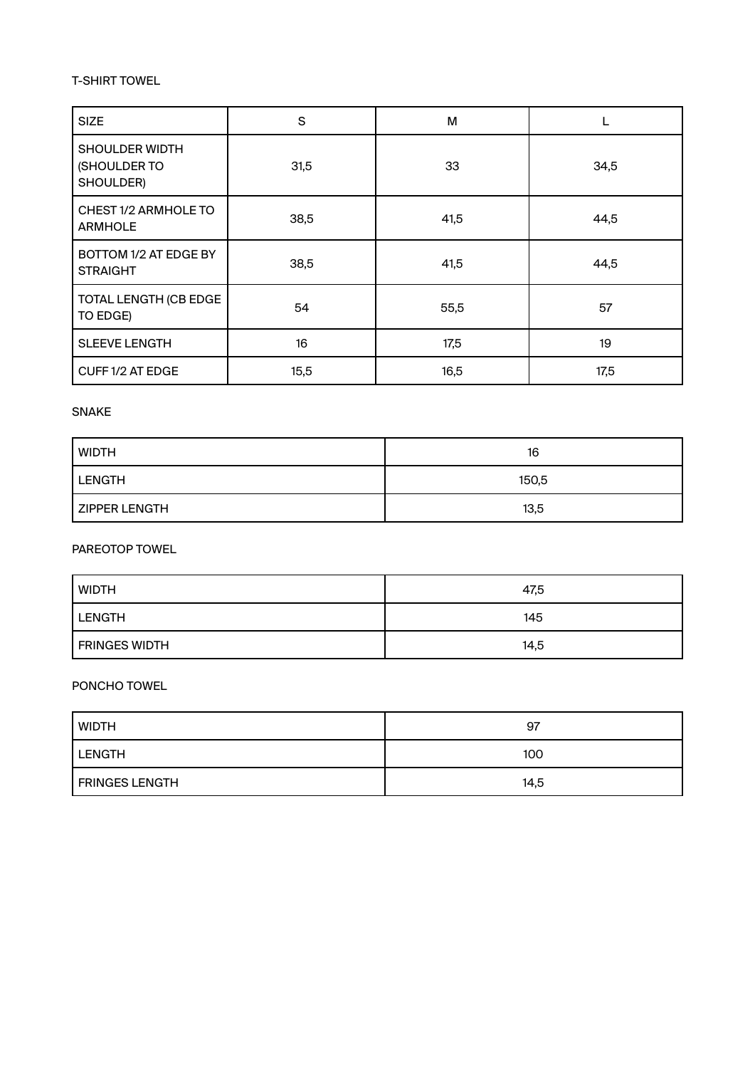T-SHIRT TOWEL

| SIZE | S | M | L |
|---|---|---|---|
| SHOULDER WIDTH (SHOULDER TO SHOULDER) | 31,5 | 33 | 34,5 |
| CHEST 1/2 ARMHOLE TO ARMHOLE | 38,5 | 41,5 | 44,5 |
| BOTTOM 1/2 AT EDGE BY STRAIGHT | 38,5 | 41,5 | 44,5 |
| TOTAL LENGTH (CB EDGE TO EDGE) | 54 | 55,5 | 57 |
| SLEEVE LENGTH | 16 | 17,5 | 19 |
| CUFF 1/2 AT EDGE | 15,5 | 16,5 | 17,5 |

SNAKE

| | |
|---|---|
| WIDTH | 16 |
| LENGTH | 150,5 |
| ZIPPER LENGTH | 13,5 |

PAREOTOP TOWEL

| | |
|---|---|
| WIDTH | 47,5 |
| LENGTH | 145 |
| FRINGES WIDTH | 14,5 |

PONCHO TOWEL

| | |
|---|---|
| WIDTH | 97 |
| LENGTH | 100 |
| FRINGES LENGTH | 14,5 |